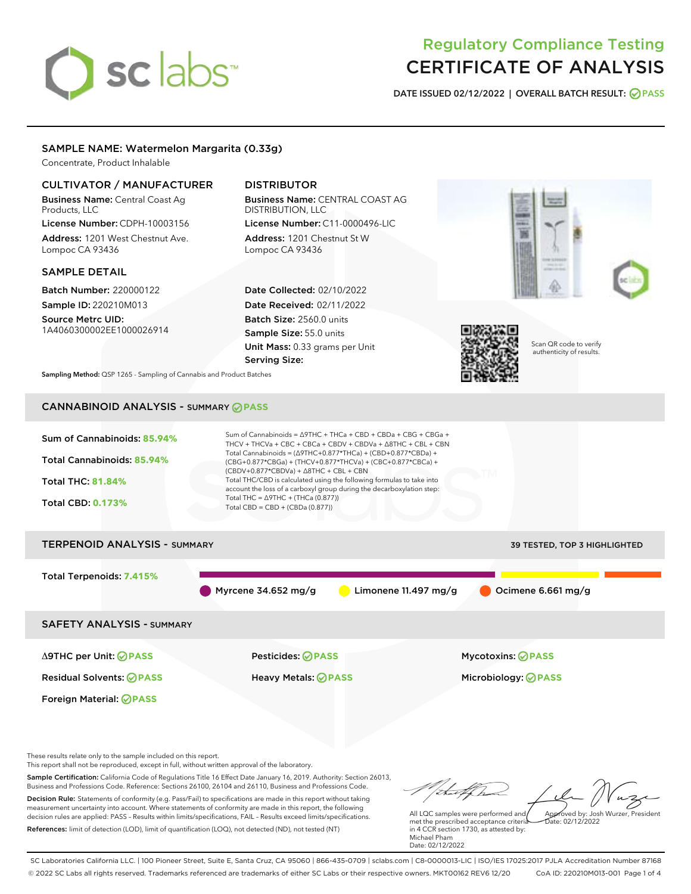# Regulatory Compliance Testing
# CERTIFICATE OF ANALYSIS

**DATE ISSUED 02/12/2022 | OVERALL BATCH RESULT: PASS**

## SAMPLE NAME: Watermelon Margarita (0.33g)

Concentrate, Product Inhalable

### CULTIVATOR / MANUFACTURER

**Business Name:** Central Coast Ag Products, LLC

**License Number:** CDPH-10003156

**Address:** 1201 West Chestnut Ave. Lompoc CA 93436

### DISTRIBUTOR

**Business Name:** CENTRAL COAST AG DISTRIBUTION, LLC

**License Number:** C11-0000496-LIC

**Address:** 1201 Chestnut St W Lompoc CA 93436

### SAMPLE DETAIL

**Batch Number:** 220000122

**Sample ID:** 220210M013

**Source Metrc UID:** 1A4060300002EE1000026914

**Date Collected:** 02/10/2022

**Date Received:** 02/11/2022

**Batch Size:** 2560.0 units

**Sample Size:** 55.0 units

**Unit Mass:** 0.33 grams per Unit

**Serving Size:**

Scan QR code to verify authenticity of results.

**Sampling Method:** QSP 1265 - Sampling of Cannabis and Product Batches

## CANNABINOID ANALYSIS - SUMMARY PASS

**Sum of Cannabinoids:** 85.94%

**Total Cannabinoids:** 85.94%

**Total THC:** 81.84%

**Total CBD:** 0.173%

Sum of Cannabinoids = Δ9THC + THCa + CBD + CBDa + CBG + CBGa + THCV + THCVa + CBC + CBCa + CBDV + CBDVa + Δ8THC + CBL + CBN

Total Cannabinoids = (Δ9THC+0.877*THCa) + (CBD+0.877*CBDa) + (CBG+0.877*CBGa) + (THCV+0.877*THCVa) + (CBC+0.877*CBCa) + (CBDV+0.877*CBDVa) + Δ8THC + CBL + CBN

Total THC/CBD is calculated using the following formulas to take into account the loss of a carboxyl group during the decarboxylation step:

Total THC = Δ9THC + (THCa (0.877))

Total CBD = CBD + (CBDa (0.877))

## TERPENOID ANALYSIS - SUMMARY

39 TESTED, TOP 3 HIGHLIGHTED

**Total Terpenoids:** 7.415%

Myrcene 34.652 mg/g | Limonene 11.497 mg/g | Ocimene 6.661 mg/g

## SAFETY ANALYSIS - SUMMARY

| | | |
|---|---|---|
| Δ9THC per Unit: PASS | Pesticides: PASS | Mycotoxins: PASS |
| Residual Solvents: PASS | Heavy Metals: PASS | Microbiology: PASS |
| Foreign Material: PASS | | |

These results relate only to the sample included on this report.
This report shall not be reproduced, except in full, without written approval of the laboratory.

**Sample Certification:** California Code of Regulations Title 16 Effect Date January 16, 2019. Authority: Section 26013, Business and Professions Code. Reference: Sections 26100, 26104 and 26110, Business and Professions Code.

**Decision Rule:** Statements of conformity (e.g. Pass/Fail) to specifications are made in this report without taking measurement uncertainty into account. Where statements of conformity are made in this report, the following decision rules are applied: PASS – Results within limits/specifications, FAIL – Results exceed limits/specifications.

**References:** limit of detection (LOD), limit of quantification (LOQ), not detected (ND), not tested (NT)

All LQC samples were performed and met the prescribed acceptance criteria in 4 CCR section 1730, as attested by: Michael Pham
Date: 02/12/2022

Approved by: Josh Wurzer, President
Date: 02/12/2022

SC Laboratories California LLC. | 100 Pioneer Street, Suite E, Santa Cruz, CA 95060 | 866-435-0709 | sclabs.com | C8-0000013-LIC | ISO/IES 17025:2017 PJLA Accreditation Number 87168
© 2022 SC Labs all rights reserved. Trademarks referenced are trademarks of either SC Labs or their respective owners. MKT00162 REV6 12/20 CoA ID: 220210M013-001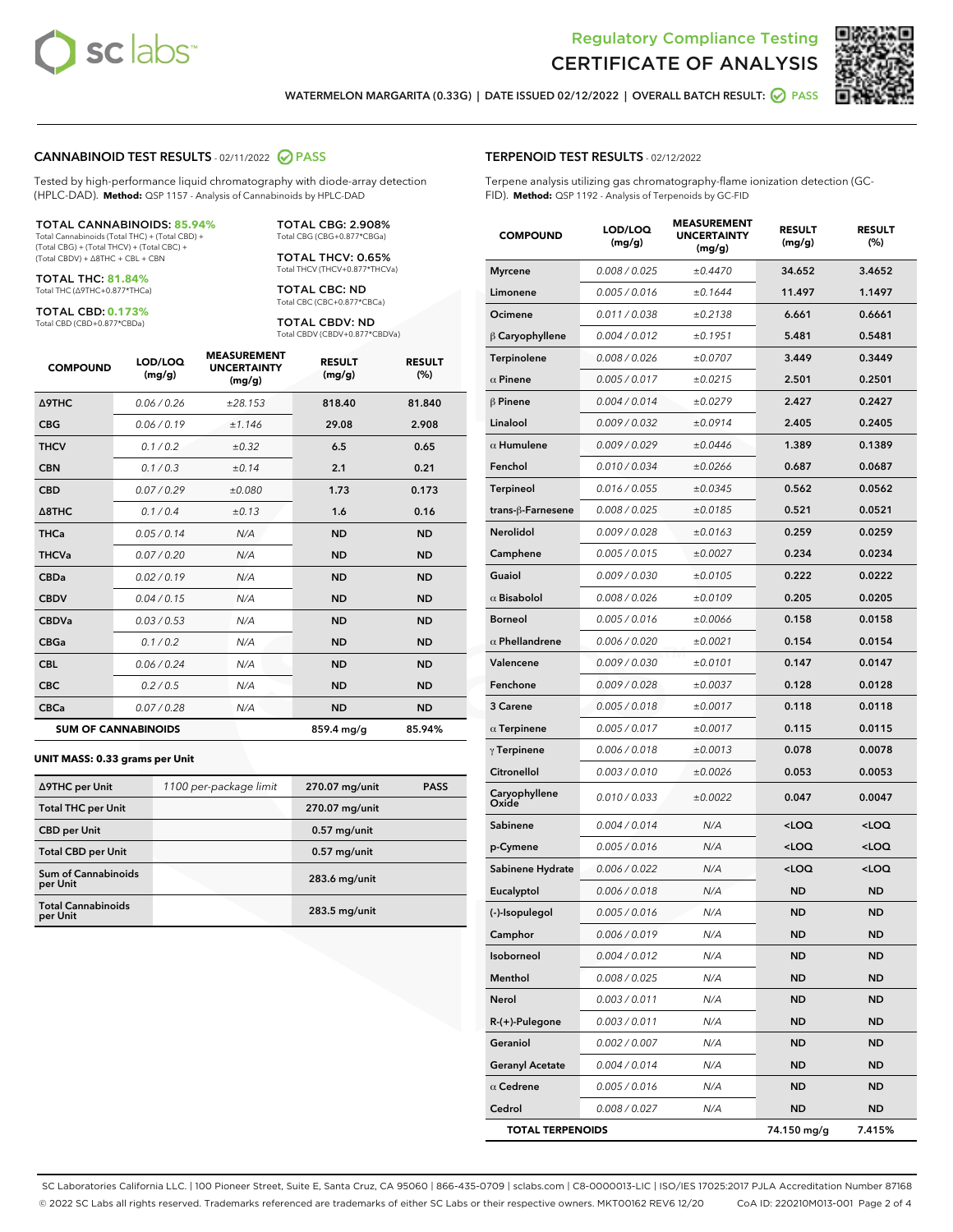Regulatory Compliance Testing
# CERTIFICATE OF ANALYSIS

WATERMELON MARGARITA (0.33G) | DATE ISSUED 02/12/2022 | OVERALL BATCH RESULT: PASS

## CANNABINOID TEST RESULTS - 02/11/2022 PASS

Tested by high-performance liquid chromatography with diode-array detection (HPLC-DAD). **Method:** QSP 1157 - Analysis of Cannabinoids by HPLC-DAD

**TOTAL CANNABINOIDS: 85.94%**
Total Cannabinoids (Total THC) + (Total CBD) + (Total CBG) + (Total THCV) + (Total CBC) + (Total CBDV) + Δ8THC + CBL + CBN

**TOTAL THC: 81.84%**
Total THC (Δ9THC+0.877*THCa)

**TOTAL CBD: 0.173%**
Total CBD (CBD+0.877*CBDa)

**TOTAL CBG: 2.908%**
Total CBG (CBG+0.877*CBGa)

**TOTAL THCV: 0.65%**
Total THCV (THCV+0.877*THCVa)

**TOTAL CBC: ND**
Total CBC (CBC+0.877*CBCa)

**TOTAL CBDV: ND**
Total CBDV (CBDV+0.877*CBDVa)

| COMPOUND | LOD/LOQ (mg/g) | MEASUREMENT UNCERTAINTY (mg/g) | RESULT (mg/g) | RESULT (%) |
|---|---|---|---|---|
| Δ9THC | 0.06 / 0.26 | ±28.153 | 818.40 | 81.840 |
| CBG | 0.06 / 0.19 | ±1.146 | 29.08 | 2.908 |
| THCV | 0.1 / 0.2 | ±0.32 | 6.5 | 0.65 |
| CBN | 0.1 / 0.3 | ±0.14 | 2.1 | 0.21 |
| CBD | 0.07 / 0.29 | ±0.080 | 1.73 | 0.173 |
| Δ8THC | 0.1 / 0.4 | ±0.13 | 1.6 | 0.16 |
| THCa | 0.05 / 0.14 | N/A | ND | ND |
| THCVa | 0.07 / 0.20 | N/A | ND | ND |
| CBDa | 0.02 / 0.19 | N/A | ND | ND |
| CBDV | 0.04 / 0.15 | N/A | ND | ND |
| CBDVa | 0.03 / 0.53 | N/A | ND | ND |
| CBGa | 0.1 / 0.2 | N/A | ND | ND |
| CBL | 0.06 / 0.24 | N/A | ND | ND |
| CBC | 0.2 / 0.5 | N/A | ND | ND |
| CBCa | 0.07 / 0.28 | N/A | ND | ND |
| **SUM OF CANNABINOIDS** | | | 859.4 mg/g | 85.94% |

### UNIT MASS: 0.33 grams per Unit

| | | | |
|---|---|---|---|
| Δ9THC per Unit | 1100 per-package limit | 270.07 mg/unit | PASS |
| Total THC per Unit | | 270.07 mg/unit | |
| CBD per Unit | | 0.57 mg/unit | |
| Total CBD per Unit | | 0.57 mg/unit | |
| Sum of Cannabinoids per Unit | | 283.6 mg/unit | |
| Total Cannabinoids per Unit | | 283.5 mg/unit | |

## TERPENOID TEST RESULTS - 02/12/2022

Terpene analysis utilizing gas chromatography-flame ionization detection (GC-FID). **Method:** QSP 1192 - Analysis of Terpenoids by GC-FID

| COMPOUND | LOD/LOQ (mg/g) | MEASUREMENT UNCERTAINTY (mg/g) | RESULT (mg/g) | RESULT (%) |
|---|---|---|---|---|
| Myrcene | 0.008 / 0.025 | ±0.4470 | 34.652 | 3.4652 |
| Limonene | 0.005 / 0.016 | ±0.1644 | 11.497 | 1.1497 |
| Ocimene | 0.011 / 0.038 | ±0.2138 | 6.661 | 0.6661 |
| β Caryophyllene | 0.004 / 0.012 | ±0.1951 | 5.481 | 0.5481 |
| Terpinolene | 0.008 / 0.026 | ±0.0707 | 3.449 | 0.3449 |
| α Pinene | 0.005 / 0.017 | ±0.0215 | 2.501 | 0.2501 |
| β Pinene | 0.004 / 0.014 | ±0.0279 | 2.427 | 0.2427 |
| Linalool | 0.009 / 0.032 | ±0.0914 | 2.405 | 0.2405 |
| α Humulene | 0.009 / 0.029 | ±0.0446 | 1.389 | 0.1389 |
| Fenchol | 0.010 / 0.034 | ±0.0266 | 0.687 | 0.0687 |
| Terpineol | 0.016 / 0.055 | ±0.0345 | 0.562 | 0.0562 |
| trans-β-Farnesene | 0.008 / 0.025 | ±0.0185 | 0.521 | 0.0521 |
| Nerolidol | 0.009 / 0.028 | ±0.0163 | 0.259 | 0.0259 |
| Camphene | 0.005 / 0.015 | ±0.0027 | 0.234 | 0.0234 |
| Guaiol | 0.009 / 0.030 | ±0.0105 | 0.222 | 0.0222 |
| α Bisabolol | 0.008 / 0.026 | ±0.0109 | 0.205 | 0.0205 |
| Borneol | 0.005 / 0.016 | ±0.0066 | 0.158 | 0.0158 |
| α Phellandrene | 0.006 / 0.020 | ±0.0021 | 0.154 | 0.0154 |
| Valencene | 0.009 / 0.030 | ±0.0101 | 0.147 | 0.0147 |
| Fenchone | 0.009 / 0.028 | ±0.0037 | 0.128 | 0.0128 |
| 3 Carene | 0.005 / 0.018 | ±0.0017 | 0.118 | 0.0118 |
| α Terpinene | 0.005 / 0.017 | ±0.0017 | 0.115 | 0.0115 |
| γ Terpinene | 0.006 / 0.018 | ±0.0013 | 0.078 | 0.0078 |
| Citronellol | 0.003 / 0.010 | ±0.0026 | 0.053 | 0.0053 |
| Caryophyllene Oxide | 0.010 / 0.033 | ±0.0022 | 0.047 | 0.0047 |
| Sabinene | 0.004 / 0.014 | N/A | <LOQ | <LOQ |
| p-Cymene | 0.005 / 0.016 | N/A | <LOQ | <LOQ |
| Sabinene Hydrate | 0.006 / 0.022 | N/A | <LOQ | <LOQ |
| Eucalyptol | 0.006 / 0.018 | N/A | ND | ND |
| (-)-Isopulegol | 0.005 / 0.016 | N/A | ND | ND |
| Camphor | 0.006 / 0.019 | N/A | ND | ND |
| Isoborneol | 0.004 / 0.012 | N/A | ND | ND |
| Menthol | 0.008 / 0.025 | N/A | ND | ND |
| Nerol | 0.003 / 0.011 | N/A | ND | ND |
| R-(+)-Pulegone | 0.003 / 0.011 | N/A | ND | ND |
| Geraniol | 0.002 / 0.007 | N/A | ND | ND |
| Geranyl Acetate | 0.004 / 0.014 | N/A | ND | ND |
| α Cedrene | 0.005 / 0.016 | N/A | ND | ND |
| Cedrol | 0.008 / 0.027 | N/A | ND | ND |
| **TOTAL TERPENOIDS** | | | 74.150 mg/g | 7.415% |

SC Laboratories California LLC. | 100 Pioneer Street, Suite E, Santa Cruz, CA 95060 | 866-435-0709 | sclabs.com | C8-0000013-LIC | ISO/IES 17025:2017 PJLA Accreditation Number 87168
© 2022 SC Labs all rights reserved. Trademarks referenced are trademarks of either SC Labs or their respective owners. MKT00162 REV6 12/20 CoA ID: 220210M013-001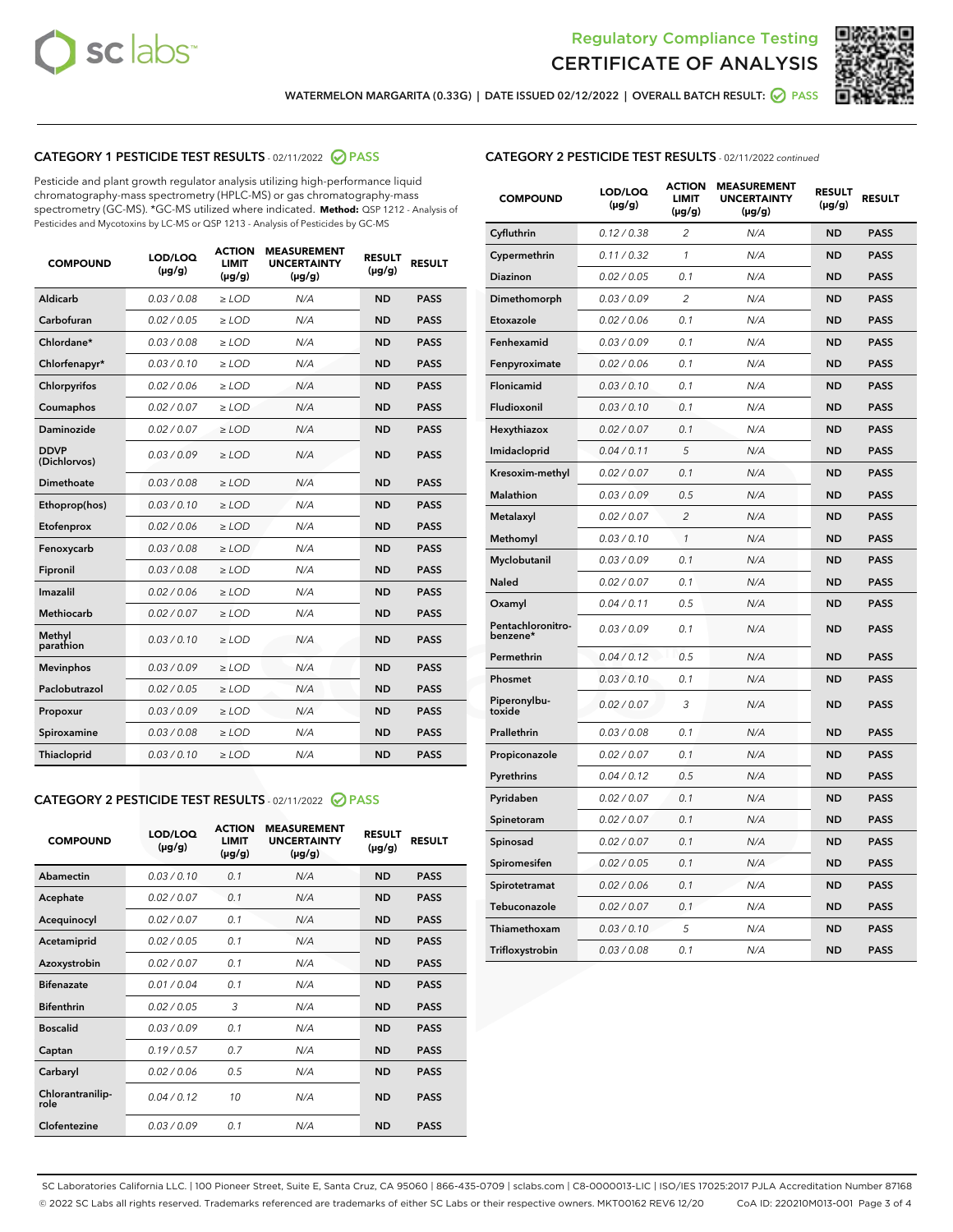Regulatory Compliance Testing
# CERTIFICATE OF ANALYSIS

WATERMELON MARGARITA (0.33G) | DATE ISSUED 02/12/2022 | OVERALL BATCH RESULT: PASS

## CATEGORY 1 PESTICIDE TEST RESULTS - 02/11/2022 PASS

Pesticide and plant growth regulator analysis utilizing high-performance liquid chromatography-mass spectrometry (HPLC-MS) or gas chromatography-mass spectrometry (GC-MS). *GC-MS utilized where indicated. **Method:** QSP 1212 - Analysis of Pesticides and Mycotoxins by LC-MS or QSP 1213 - Analysis of Pesticides by GC-MS

| COMPOUND | LOD/LOQ (µg/g) | ACTION LIMIT (µg/g) | MEASUREMENT UNCERTAINTY (µg/g) | RESULT (µg/g) | RESULT |
|---|---|---|---|---|---|
| Aldicarb | 0.03 / 0.08 | ≥ LOD | N/A | ND | PASS |
| Carbofuran | 0.02 / 0.05 | ≥ LOD | N/A | ND | PASS |
| Chlordane* | 0.03 / 0.08 | ≥ LOD | N/A | ND | PASS |
| Chlorfenapyr* | 0.03 / 0.10 | ≥ LOD | N/A | ND | PASS |
| Chlorpyrifos | 0.02 / 0.06 | ≥ LOD | N/A | ND | PASS |
| Coumaphos | 0.02 / 0.07 | ≥ LOD | N/A | ND | PASS |
| Daminozide | 0.02 / 0.07 | ≥ LOD | N/A | ND | PASS |
| DDVP (Dichlorvos) | 0.03 / 0.09 | ≥ LOD | N/A | ND | PASS |
| Dimethoate | 0.03 / 0.08 | ≥ LOD | N/A | ND | PASS |
| Ethoprop(hos) | 0.03 / 0.10 | ≥ LOD | N/A | ND | PASS |
| Etofenprox | 0.02 / 0.06 | ≥ LOD | N/A | ND | PASS |
| Fenoxycarb | 0.03 / 0.08 | ≥ LOD | N/A | ND | PASS |
| Fipronil | 0.03 / 0.08 | ≥ LOD | N/A | ND | PASS |
| Imazalil | 0.02 / 0.06 | ≥ LOD | N/A | ND | PASS |
| Methiocarb | 0.02 / 0.07 | ≥ LOD | N/A | ND | PASS |
| Methyl parathion | 0.03 / 0.10 | ≥ LOD | N/A | ND | PASS |
| Mevinphos | 0.03 / 0.09 | ≥ LOD | N/A | ND | PASS |
| Paclobutrazol | 0.02 / 0.05 | ≥ LOD | N/A | ND | PASS |
| Propoxur | 0.03 / 0.09 | ≥ LOD | N/A | ND | PASS |
| Spiroxamine | 0.03 / 0.08 | ≥ LOD | N/A | ND | PASS |
| Thiacloprid | 0.03 / 0.10 | ≥ LOD | N/A | ND | PASS |

## CATEGORY 2 PESTICIDE TEST RESULTS - 02/11/2022 PASS

| COMPOUND | LOD/LOQ (µg/g) | ACTION LIMIT (µg/g) | MEASUREMENT UNCERTAINTY (µg/g) | RESULT (µg/g) | RESULT |
|---|---|---|---|---|---|
| Abamectin | 0.03 / 0.10 | 0.1 | N/A | ND | PASS |
| Acephate | 0.02 / 0.07 | 0.1 | N/A | ND | PASS |
| Acequinocyl | 0.02 / 0.07 | 0.1 | N/A | ND | PASS |
| Acetamiprid | 0.02 / 0.05 | 0.1 | N/A | ND | PASS |
| Azoxystrobin | 0.02 / 0.07 | 0.1 | N/A | ND | PASS |
| Bifenazate | 0.01 / 0.04 | 0.1 | N/A | ND | PASS |
| Bifenthrin | 0.02 / 0.05 | 3 | N/A | ND | PASS |
| Boscalid | 0.03 / 0.09 | 0.1 | N/A | ND | PASS |
| Captan | 0.19 / 0.57 | 0.7 | N/A | ND | PASS |
| Carbaryl | 0.02 / 0.06 | 0.5 | N/A | ND | PASS |
| Chlorantraniliprole | 0.04 / 0.12 | 10 | N/A | ND | PASS |
| Clofentezine | 0.03 / 0.09 | 0.1 | N/A | ND | PASS |
| Cyfluthrin | 0.12 / 0.38 | 2 | N/A | ND | PASS |
| Cypermethrin | 0.11 / 0.32 | 1 | N/A | ND | PASS |
| Diazinon | 0.02 / 0.05 | 0.1 | N/A | ND | PASS |
| Dimethomorph | 0.03 / 0.09 | 2 | N/A | ND | PASS |
| Etoxazole | 0.02 / 0.06 | 0.1 | N/A | ND | PASS |
| Fenhexamid | 0.03 / 0.09 | 0.1 | N/A | ND | PASS |
| Fenpyroximate | 0.02 / 0.06 | 0.1 | N/A | ND | PASS |
| Flonicamid | 0.03 / 0.10 | 0.1 | N/A | ND | PASS |
| Fludioxonil | 0.03 / 0.10 | 0.1 | N/A | ND | PASS |
| Hexythiazox | 0.02 / 0.07 | 0.1 | N/A | ND | PASS |
| Imidacloprid | 0.04 / 0.11 | 5 | N/A | ND | PASS |
| Kresoxim-methyl | 0.02 / 0.07 | 0.1 | N/A | ND | PASS |
| Malathion | 0.03 / 0.09 | 0.5 | N/A | ND | PASS |
| Metalaxyl | 0.02 / 0.07 | 2 | N/A | ND | PASS |
| Methomyl | 0.03 / 0.10 | 1 | N/A | ND | PASS |
| Myclobutanil | 0.03 / 0.09 | 0.1 | N/A | ND | PASS |
| Naled | 0.02 / 0.07 | 0.1 | N/A | ND | PASS |
| Oxamyl | 0.04 / 0.11 | 0.5 | N/A | ND | PASS |
| Pentachloronitrobenzene* | 0.03 / 0.09 | 0.1 | N/A | ND | PASS |
| Permethrin | 0.04 / 0.12 | 0.5 | N/A | ND | PASS |
| Phosmet | 0.03 / 0.10 | 0.1 | N/A | ND | PASS |
| Piperonylbutoxide | 0.02 / 0.07 | 3 | N/A | ND | PASS |
| Prallethrin | 0.03 / 0.08 | 0.1 | N/A | ND | PASS |
| Propiconazole | 0.02 / 0.07 | 0.1 | N/A | ND | PASS |
| Pyrethrins | 0.04 / 0.12 | 0.5 | N/A | ND | PASS |
| Pyridaben | 0.02 / 0.07 | 0.1 | N/A | ND | PASS |
| Spinetoram | 0.02 / 0.07 | 0.1 | N/A | ND | PASS |
| Spinosad | 0.02 / 0.07 | 0.1 | N/A | ND | PASS |
| Spiromesifen | 0.02 / 0.05 | 0.1 | N/A | ND | PASS |
| Spirotetramat | 0.02 / 0.06 | 0.1 | N/A | ND | PASS |
| Tebuconazole | 0.02 / 0.07 | 0.1 | N/A | ND | PASS |
| Thiamethoxam | 0.03 / 0.10 | 5 | N/A | ND | PASS |
| Trifloxystrobin | 0.03 / 0.08 | 0.1 | N/A | ND | PASS |

SC Laboratories California LLC. | 100 Pioneer Street, Suite E, Santa Cruz, CA 95060 | 866-435-0709 | sclabs.com | C8-0000013-LIC | ISO/IES 17025:2017 PJLA Accreditation Number 87168
© 2022 SC Labs all rights reserved. Trademarks referenced are trademarks of either SC Labs or their respective owners. MKT00162 REV6 12/20 CoA ID: 220210M013-001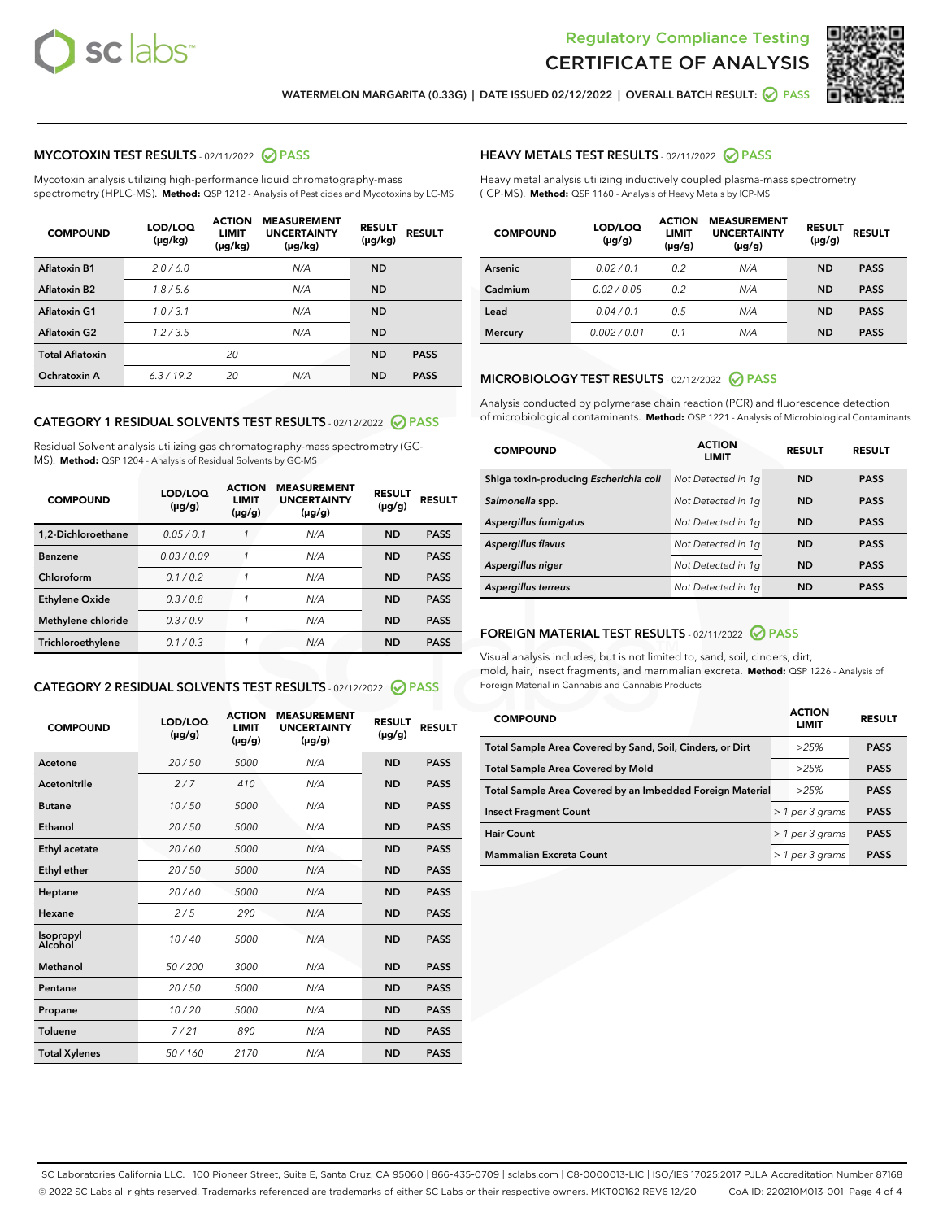Regulatory Compliance Testing

# CERTIFICATE OF ANALYSIS

WATERMELON MARGARITA (0.33G) | DATE ISSUED 02/12/2022 | OVERALL BATCH RESULT: PASS

## MYCOTOXIN TEST RESULTS - 02/11/2022 PASS

Mycotoxin analysis utilizing high-performance liquid chromatography-mass spectrometry (HPLC-MS). **Method:** QSP 1212 - Analysis of Pesticides and Mycotoxins by LC-MS

| COMPOUND | LOD/LOQ (µg/kg) | ACTION LIMIT (µg/kg) | MEASUREMENT UNCERTAINTY (µg/kg) | RESULT (µg/kg) | RESULT |
|---|---|---|---|---|---|
| Aflatoxin B1 | 2.0 / 6.0 | | N/A | ND | |
| Aflatoxin B2 | 1.8 / 5.6 | | N/A | ND | |
| Aflatoxin G1 | 1.0 / 3.1 | | N/A | ND | |
| Aflatoxin G2 | 1.2 / 3.5 | | N/A | ND | |
| Total Aflatoxin | | 20 | | ND | PASS |
| Ochratoxin A | 6.3 / 19.2 | 20 | N/A | ND | PASS |

## CATEGORY 1 RESIDUAL SOLVENTS TEST RESULTS - 02/12/2022 PASS

Residual Solvent analysis utilizing gas chromatography-mass spectrometry (GC-MS). **Method:** QSP 1204 - Analysis of Residual Solvents by GC-MS

| COMPOUND | LOD/LOQ (µg/g) | ACTION LIMIT (µg/g) | MEASUREMENT UNCERTAINTY (µg/g) | RESULT (µg/g) | RESULT |
|---|---|---|---|---|---|
| 1,2-Dichloroethane | 0.05 / 0.1 | 1 | N/A | ND | PASS |
| Benzene | 0.03 / 0.09 | 1 | N/A | ND | PASS |
| Chloroform | 0.1 / 0.2 | 1 | N/A | ND | PASS |
| Ethylene Oxide | 0.3 / 0.8 | 1 | N/A | ND | PASS |
| Methylene chloride | 0.3 / 0.9 | 1 | N/A | ND | PASS |
| Trichloroethylene | 0.1 / 0.3 | 1 | N/A | ND | PASS |

## CATEGORY 2 RESIDUAL SOLVENTS TEST RESULTS - 02/12/2022 PASS

| COMPOUND | LOD/LOQ (µg/g) | ACTION LIMIT (µg/g) | MEASUREMENT UNCERTAINTY (µg/g) | RESULT (µg/g) | RESULT |
|---|---|---|---|---|---|
| Acetone | 20 / 50 | 5000 | N/A | ND | PASS |
| Acetonitrile | 2 / 7 | 410 | N/A | ND | PASS |
| Butane | 10 / 50 | 5000 | N/A | ND | PASS |
| Ethanol | 20 / 50 | 5000 | N/A | ND | PASS |
| Ethyl acetate | 20 / 60 | 5000 | N/A | ND | PASS |
| Ethyl ether | 20 / 50 | 5000 | N/A | ND | PASS |
| Heptane | 20 / 60 | 5000 | N/A | ND | PASS |
| Hexane | 2 / 5 | 290 | N/A | ND | PASS |
| Isopropyl Alcohol | 10 / 40 | 5000 | N/A | ND | PASS |
| Methanol | 50 / 200 | 3000 | N/A | ND | PASS |
| Pentane | 20 / 50 | 5000 | N/A | ND | PASS |
| Propane | 10 / 20 | 5000 | N/A | ND | PASS |
| Toluene | 7 / 21 | 890 | N/A | ND | PASS |
| Total Xylenes | 50 / 160 | 2170 | N/A | ND | PASS |

## HEAVY METALS TEST RESULTS - 02/11/2022 PASS

Heavy metal analysis utilizing inductively coupled plasma-mass spectrometry (ICP-MS). **Method:** QSP 1160 - Analysis of Heavy Metals by ICP-MS

| COMPOUND | LOD/LOQ (µg/g) | ACTION LIMIT (µg/g) | MEASUREMENT UNCERTAINTY (µg/g) | RESULT (µg/g) | RESULT |
|---|---|---|---|---|---|
| Arsenic | 0.02 / 0.1 | 0.2 | N/A | ND | PASS |
| Cadmium | 0.02 / 0.05 | 0.2 | N/A | ND | PASS |
| Lead | 0.04 / 0.1 | 0.5 | N/A | ND | PASS |
| Mercury | 0.002 / 0.01 | 0.1 | N/A | ND | PASS |

## MICROBIOLOGY TEST RESULTS - 02/12/2022 PASS

Analysis conducted by polymerase chain reaction (PCR) and fluorescence detection of microbiological contaminants. **Method:** QSP 1221 - Analysis of Microbiological Contaminants

| COMPOUND | ACTION LIMIT | RESULT | RESULT |
|---|---|---|---|
| Shiga toxin-producing *Escherichia coli* | Not Detected in 1g | ND | PASS |
| *Salmonella* spp. | Not Detected in 1g | ND | PASS |
| *Aspergillus fumigatus* | Not Detected in 1g | ND | PASS |
| *Aspergillus flavus* | Not Detected in 1g | ND | PASS |
| *Aspergillus niger* | Not Detected in 1g | ND | PASS |
| *Aspergillus terreus* | Not Detected in 1g | ND | PASS |

## FOREIGN MATERIAL TEST RESULTS - 02/11/2022 PASS

Visual analysis includes, but is not limited to, sand, soil, cinders, dirt, mold, hair, insect fragments, and mammalian excreta. **Method:** QSP 1226 - Analysis of Foreign Material in Cannabis and Cannabis Products

| COMPOUND | ACTION LIMIT | RESULT |
|---|---|---|
| Total Sample Area Covered by Sand, Soil, Cinders, or Dirt | >25% | PASS |
| Total Sample Area Covered by Mold | >25% | PASS |
| Total Sample Area Covered by an Imbedded Foreign Material | >25% | PASS |
| Insect Fragment Count | > 1 per 3 grams | PASS |
| Hair Count | > 1 per 3 grams | PASS |
| Mammalian Excreta Count | > 1 per 3 grams | PASS |

SC Laboratories California LLC. | 100 Pioneer Street, Suite E, Santa Cruz, CA 95060 | 866-435-0709 | sclabs.com | C8-0000013-LIC | ISO/IES 17025:2017 PJLA Accreditation Number 87168
© 2022 SC Labs all rights reserved. Trademarks referenced are trademarks of either SC Labs or their respective owners. MKT00162 REV6 12/20 CoA ID: 220210M013-001